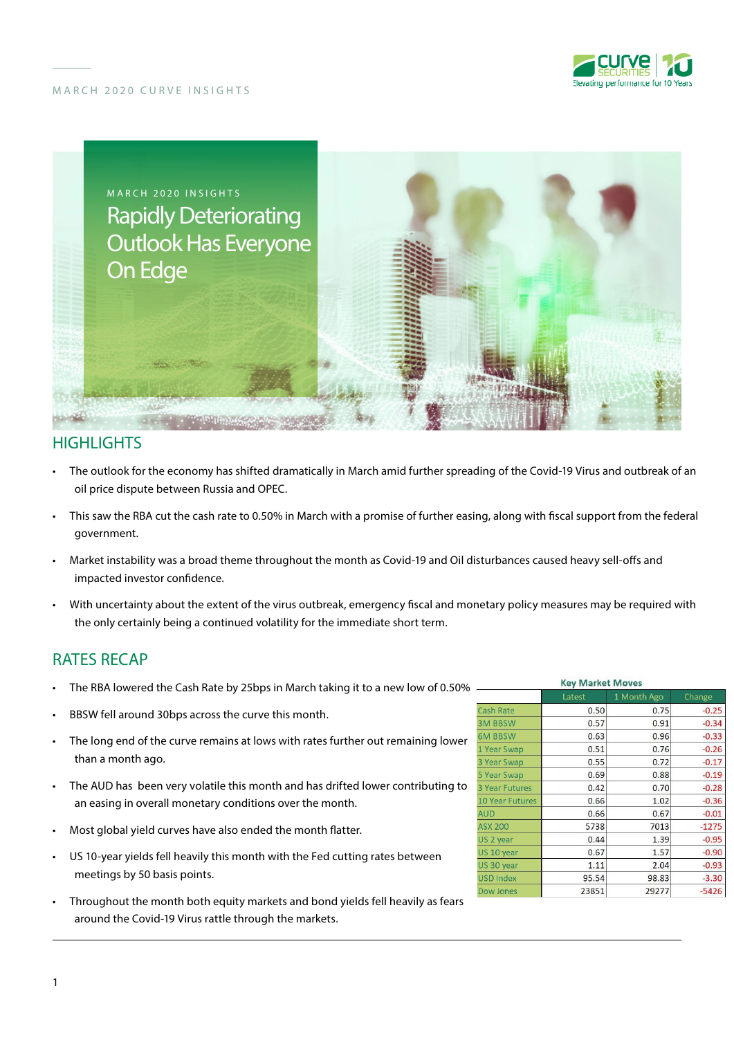MARCH 2020 CURVE INSIGHTS

MARCH 2020 INSIGHTS

# Rapidly Deteriorating Outlook Has Everyone On Edge

## HIGHLIGHTS

- The outlook for the economy has shifted dramatically in March amid further spreading of the Covid-19 Virus and outbreak of an oil price dispute between Russia and OPEC.
- This saw the RBA cut the cash rate to 0.50% in March with a promise of further easing, along with fiscal support from the federal government.
- Market instability was a broad theme throughout the month as Covid-19 and Oil disturbances caused heavy sell-offs and impacted investor confidence.
- With uncertainty about the extent of the virus outbreak, emergency fiscal and monetary policy measures may be required with the only certainly being a continued volatility for the immediate short term.

## RATES RECAP

- The RBA lowered the Cash Rate by 25bps in March taking it to a new low of 0.50%
- BBSW fell around 30bps across the curve this month.
- The long end of the curve remains at lows with rates further out remaining lower than a month ago.
- The AUD has been very volatile this month and has drifted lower contributing to an easing in overall monetary conditions over the month.
- Most global yield curves have also ended the month flatter.
- US 10-year yields fell heavily this month with the Fed cutting rates between meetings by 50 basis points.
- Throughout the month both equity markets and bond yields fell heavily as fears around the Covid-19 Virus rattle through the markets.

**Key Market Moves**

| | Latest | 1 Month Ago | Change |
|---|---|---|---|
| Cash Rate | 0.50 | 0.75 | -0.25 |
| 3M BBSW | 0.57 | 0.91 | -0.34 |
| 6M BBSW | 0.63 | 0.96 | -0.33 |
| 1 Year Swap | 0.51 | 0.76 | -0.26 |
| 3 Year Swap | 0.55 | 0.72 | -0.17 |
| 5 Year Swap | 0.69 | 0.88 | -0.19 |
| 3 Year Futures | 0.42 | 0.70 | -0.28 |
| 10 Year Futures | 0.66 | 1.02 | -0.36 |
| AUD | 0.66 | 0.67 | -0.01 |
| ASX 200 | 5738 | 7013 | -1275 |
| US 2 year | 0.44 | 1.39 | -0.95 |
| US 10 year | 0.67 | 1.57 | -0.90 |
| US 30 year | 1.11 | 2.04 | -0.93 |
| USD Index | 95.54 | 98.83 | -3.30 |
| Dow Jones | 23851 | 29277 | -5426 |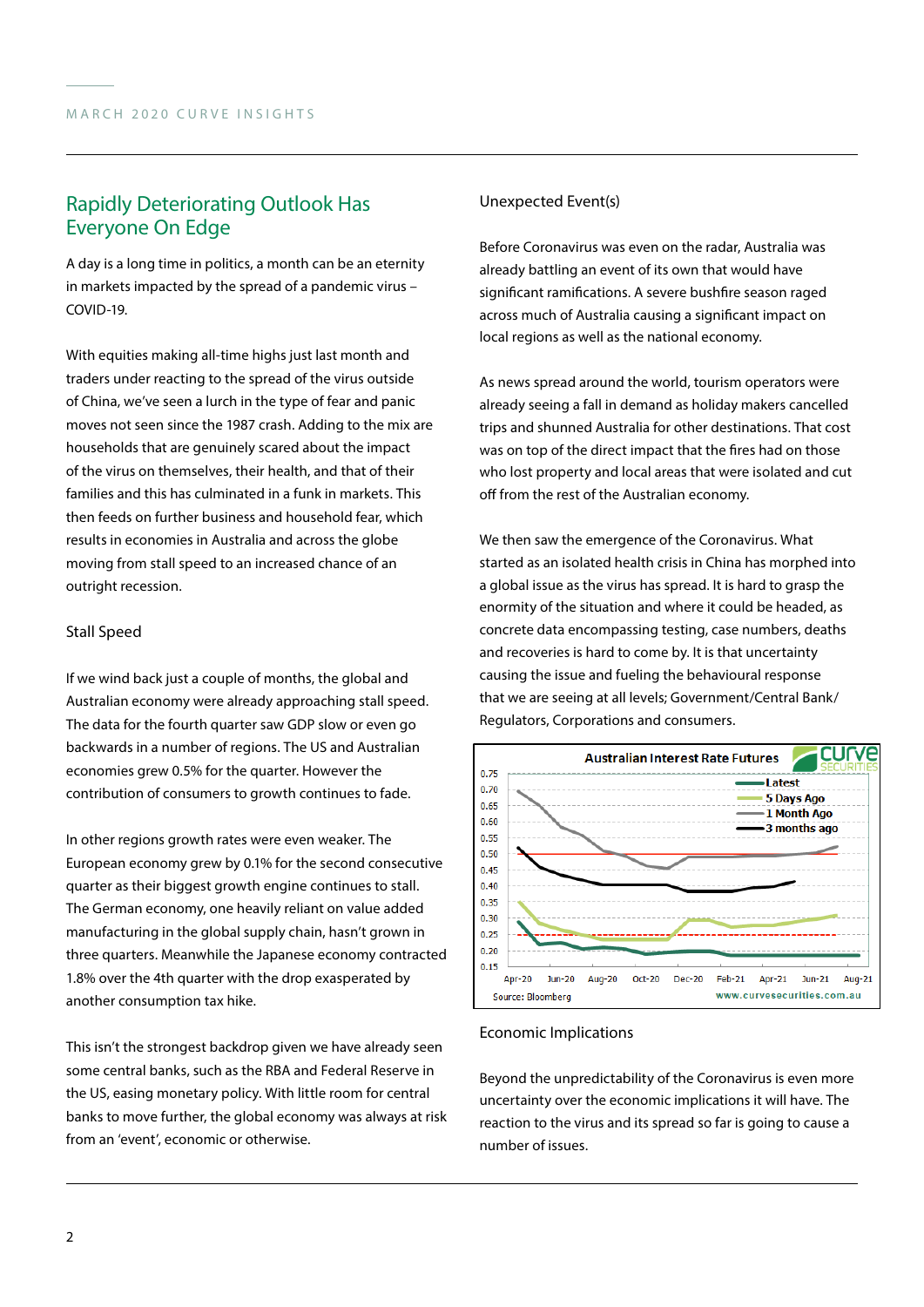## Rapidly Deteriorating Outlook Has Everyone On Edge

A day is a long time in politics, a month can be an eternity in markets impacted by the spread of a pandemic virus – COVID-19.

With equities making all-time highs just last month and traders under reacting to the spread of the virus outside of China, we've seen a lurch in the type of fear and panic moves not seen since the 1987 crash. Adding to the mix are households that are genuinely scared about the impact of the virus on themselves, their health, and that of their families and this has culminated in a funk in markets. This then feeds on further business and household fear, which results in economies in Australia and across the globe moving from stall speed to an increased chance of an outright recession.

### Stall Speed

If we wind back just a couple of months, the global and Australian economy were already approaching stall speed. The data for the fourth quarter saw GDP slow or even go backwards in a number of regions. The US and Australian economies grew 0.5% for the quarter. However the contribution of consumers to growth continues to fade.

In other regions growth rates were even weaker. The European economy grew by 0.1% for the second consecutive quarter as their biggest growth engine continues to stall. The German economy, one heavily reliant on value added manufacturing in the global supply chain, hasn't grown in three quarters. Meanwhile the Japanese economy contracted 1.8% over the 4th quarter with the drop exasperated by another consumption tax hike.

This isn't the strongest backdrop given we have already seen some central banks, such as the RBA and Federal Reserve in the US, easing monetary policy. With little room for central banks to move further, the global economy was always at risk from an 'event', economic or otherwise.

### Unexpected Event(s)

Before Coronavirus was even on the radar, Australia was already battling an event of its own that would have significant ramifications. A severe bushfire season raged across much of Australia causing a significant impact on local regions as well as the national economy.

As news spread around the world, tourism operators were already seeing a fall in demand as holiday makers cancelled trips and shunned Australia for other destinations. That cost was on top of the direct impact that the fires had on those who lost property and local areas that were isolated and cut off from the rest of the Australian economy.

We then saw the emergence of the Coronavirus. What started as an isolated health crisis in China has morphed into a global issue as the virus has spread. It is hard to grasp the enormity of the situation and where it could be headed, as concrete data encompassing testing, case numbers, deaths and recoveries is hard to come by. It is that uncertainty causing the issue and fueling the behavioural response that we are seeing at all levels; Government/Central Bank/ Regulators, Corporations and consumers.

**Australian Interest Rate Futures**

Source: Bloomberg — www.curvesecurities.com.au

### Economic Implications

Beyond the unpredictability of the Coronavirus is even more uncertainty over the economic implications it will have. The reaction to the virus and its spread so far is going to cause a number of issues.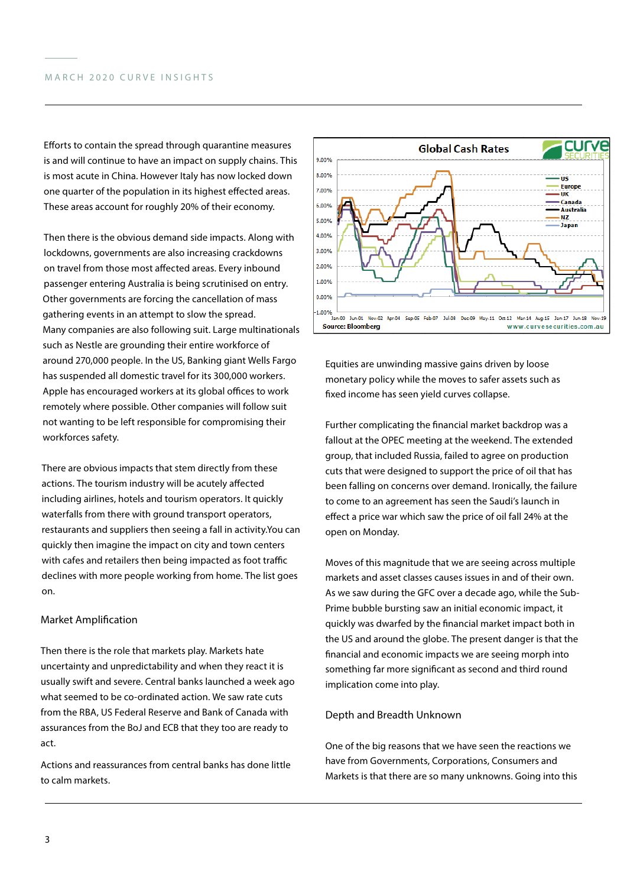Efforts to contain the spread through quarantine measures is and will continue to have an impact on supply chains. This is most acute in China. However Italy has now locked down one quarter of the population in its highest effected areas. These areas account for roughly 20% of their economy.

Then there is the obvious demand side impacts. Along with lockdowns, governments are also increasing crackdowns on travel from those most affected areas. Every inbound passenger entering Australia is being scrutinised on entry. Other governments are forcing the cancellation of mass gathering events in an attempt to slow the spread. Many companies are also following suit. Large multinationals such as Nestle are grounding their entire workforce of around 270,000 people. In the US, Banking giant Wells Fargo has suspended all domestic travel for its 300,000 workers. Apple has encouraged workers at its global offices to work remotely where possible. Other companies will follow suit not wanting to be left responsible for compromising their workforces safety.

There are obvious impacts that stem directly from these actions. The tourism industry will be acutely affected including airlines, hotels and tourism operators. It quickly waterfalls from there with ground transport operators, restaurants and suppliers then seeing a fall in activity.You can quickly then imagine the impact on city and town centers with cafes and retailers then being impacted as foot traffic declines with more people working from home. The list goes on.

## Market Amplification

Then there is the role that markets play. Markets hate uncertainty and unpredictability and when they react it is usually swift and severe. Central banks launched a week ago what seemed to be co-ordinated action. We saw rate cuts from the RBA, US Federal Reserve and Bank of Canada with assurances from the BoJ and ECB that they too are ready to act.

Actions and reassurances from central banks has done little to calm markets.

Global Cash Rates

Source: Bloomberg

www.curvesecurities.com.au

Equities are unwinding massive gains driven by loose monetary policy while the moves to safer assets such as fixed income has seen yield curves collapse.

Further complicating the financial market backdrop was a fallout at the OPEC meeting at the weekend. The extended group, that included Russia, failed to agree on production cuts that were designed to support the price of oil that has been falling on concerns over demand. Ironically, the failure to come to an agreement has seen the Saudi's launch in effect a price war which saw the price of oil fall 24% at the open on Monday.

Moves of this magnitude that we are seeing across multiple markets and asset classes causes issues in and of their own. As we saw during the GFC over a decade ago, while the Sub-Prime bubble bursting saw an initial economic impact, it quickly was dwarfed by the financial market impact both in the US and around the globe. The present danger is that the financial and economic impacts we are seeing morph into something far more significant as second and third round implication come into play.

## Depth and Breadth Unknown

One of the big reasons that we have seen the reactions we have from Governments, Corporations, Consumers and Markets is that there are so many unknowns. Going into this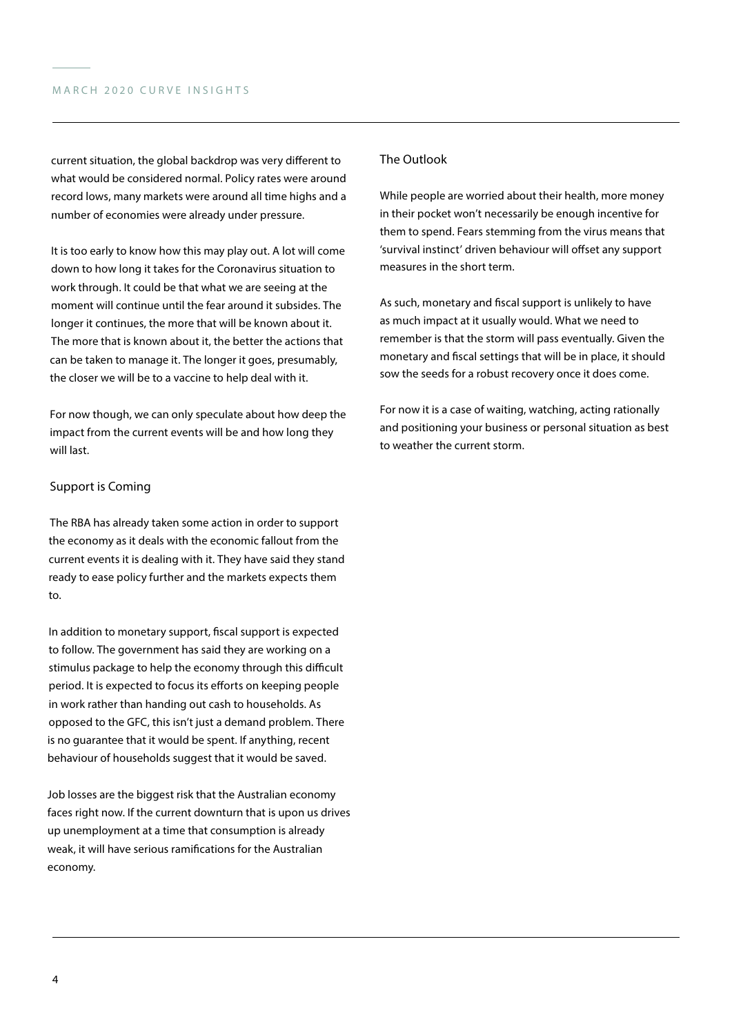current situation, the global backdrop was very different to what would be considered normal. Policy rates were around record lows, many markets were around all time highs and a number of economies were already under pressure.

It is too early to know how this may play out. A lot will come down to how long it takes for the Coronavirus situation to work through. It could be that what we are seeing at the moment will continue until the fear around it subsides. The longer it continues, the more that will be known about it. The more that is known about it, the better the actions that can be taken to manage it. The longer it goes, presumably, the closer we will be to a vaccine to help deal with it.

For now though, we can only speculate about how deep the impact from the current events will be and how long they will last.

## Support is Coming

The RBA has already taken some action in order to support the economy as it deals with the economic fallout from the current events it is dealing with it. They have said they stand ready to ease policy further and the markets expects them to.

In addition to monetary support, fiscal support is expected to follow. The government has said they are working on a stimulus package to help the economy through this difficult period. It is expected to focus its efforts on keeping people in work rather than handing out cash to households. As opposed to the GFC, this isn't just a demand problem. There is no guarantee that it would be spent. If anything, recent behaviour of households suggest that it would be saved.

Job losses are the biggest risk that the Australian economy faces right now. If the current downturn that is upon us drives up unemployment at a time that consumption is already weak, it will have serious ramifications for the Australian economy.

## The Outlook

While people are worried about their health, more money in their pocket won't necessarily be enough incentive for them to spend. Fears stemming from the virus means that 'survival instinct' driven behaviour will offset any support measures in the short term.

As such, monetary and fiscal support is unlikely to have as much impact at it usually would. What we need to remember is that the storm will pass eventually. Given the monetary and fiscal settings that will be in place, it should sow the seeds for a robust recovery once it does come.

For now it is a case of waiting, watching, acting rationally and positioning your business or personal situation as best to weather the current storm.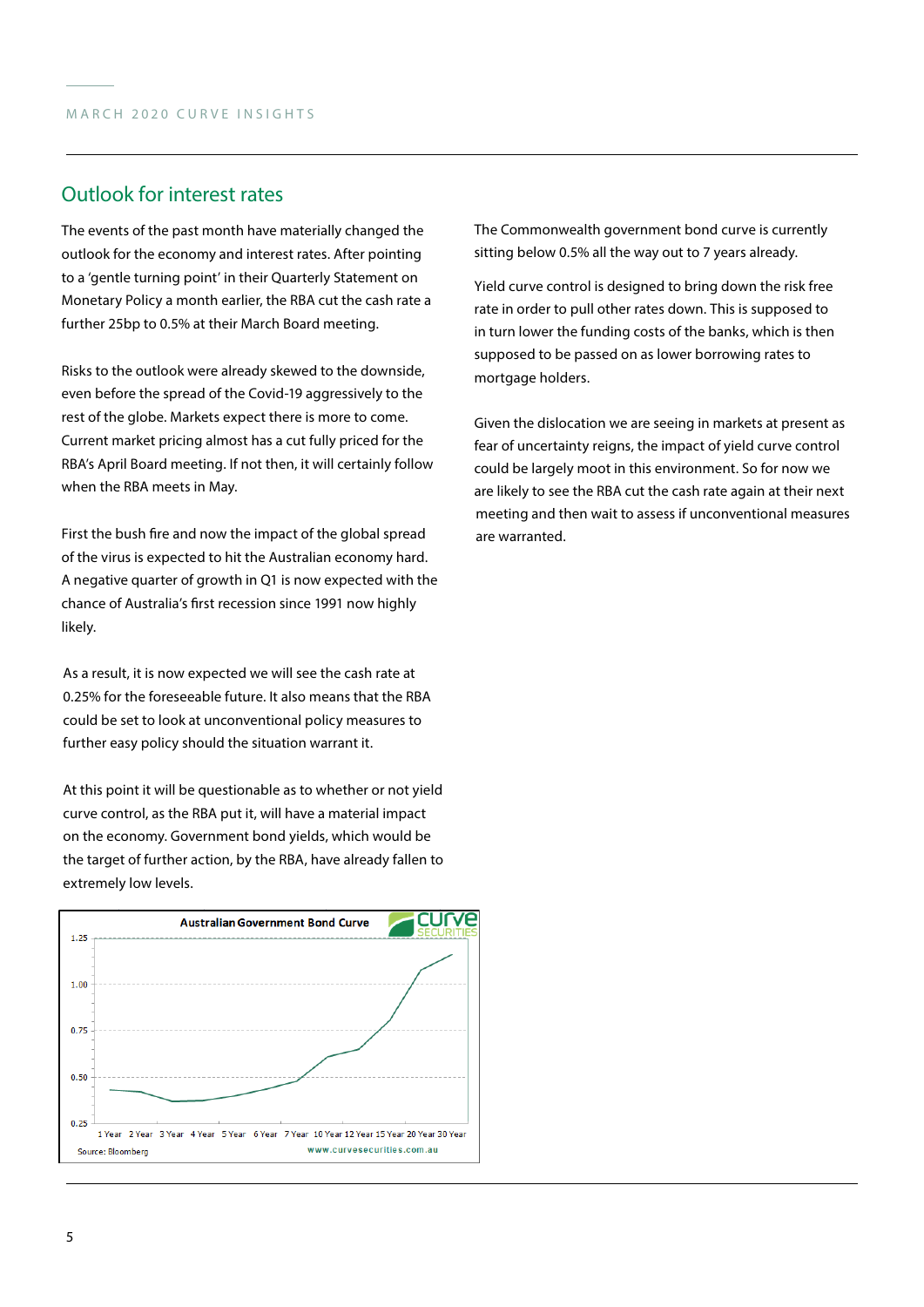## Outlook for interest rates

The events of the past month have materially changed the outlook for the economy and interest rates. After pointing to a 'gentle turning point' in their Quarterly Statement on Monetary Policy a month earlier, the RBA cut the cash rate a further 25bp to 0.5% at their March Board meeting.

Risks to the outlook were already skewed to the downside, even before the spread of the Covid-19 aggressively to the rest of the globe. Markets expect there is more to come. Current market pricing almost has a cut fully priced for the RBA's April Board meeting. If not then, it will certainly follow when the RBA meets in May.

First the bush fire and now the impact of the global spread of the virus is expected to hit the Australian economy hard. A negative quarter of growth in Q1 is now expected with the chance of Australia's first recession since 1991 now highly likely.

As a result, it is now expected we will see the cash rate at 0.25% for the foreseeable future. It also means that the RBA could be set to look at unconventional policy measures to further easy policy should the situation warrant it.

At this point it will be questionable as to whether or not yield curve control, as the RBA put it, will have a material impact on the economy. Government bond yields, which would be the target of further action, by the RBA, have already fallen to extremely low levels.

**Australian Government Bond Curve**

Source: Bloomberg

www.curvesecurities.com.au

The Commonwealth government bond curve is currently sitting below 0.5% all the way out to 7 years already.

Yield curve control is designed to bring down the risk free rate in order to pull other rates down. This is supposed to in turn lower the funding costs of the banks, which is then supposed to be passed on as lower borrowing rates to mortgage holders.

Given the dislocation we are seeing in markets at present as fear of uncertainty reigns, the impact of yield curve control could be largely moot in this environment. So for now we are likely to see the RBA cut the cash rate again at their next meeting and then wait to assess if unconventional measures are warranted.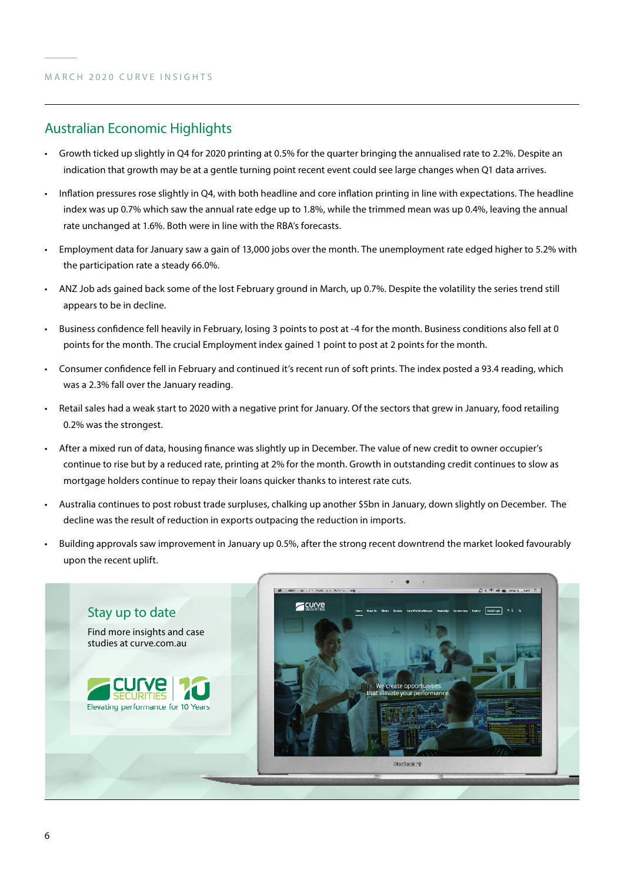## Australian Economic Highlights

- Growth ticked up slightly in Q4 for 2020 printing at 0.5% for the quarter bringing the annualised rate to 2.2%. Despite an indication that growth may be at a gentle turning point recent event could see large changes when Q1 data arrives.
- Inflation pressures rose slightly in Q4, with both headline and core inflation printing in line with expectations. The headline index was up 0.7% which saw the annual rate edge up to 1.8%, while the trimmed mean was up 0.4%, leaving the annual rate unchanged at 1.6%. Both were in line with the RBA's forecasts.
- Employment data for January saw a gain of 13,000 jobs over the month. The unemployment rate edged higher to 5.2% with the participation rate a steady 66.0%.
- ANZ Job ads gained back some of the lost February ground in March, up 0.7%. Despite the volatility the series trend still appears to be in decline.
- Business confidence fell heavily in February, losing 3 points to post at -4 for the month. Business conditions also fell at 0 points for the month. The crucial Employment index gained 1 point to post at 2 points for the month.
- Consumer confidence fell in February and continued it's recent run of soft prints. The index posted a 93.4 reading, which was a 2.3% fall over the January reading.
- Retail sales had a weak start to 2020 with a negative print for January. Of the sectors that grew in January, food retailing 0.2% was the strongest.
- After a mixed run of data, housing finance was slightly up in December. The value of new credit to owner occupier's continue to rise but by a reduced rate, printing at 2% for the month. Growth in outstanding credit continues to slow as mortgage holders continue to repay their loans quicker thanks to interest rate cuts.
- Australia continues to post robust trade surpluses, chalking up another $5bn in January, down slightly on December. The decline was the result of reduction in exports outpacing the reduction in imports.
- Building approvals saw improvement in January up 0.5%, after the strong recent downtrend the market looked favourably upon the recent uplift.

### Stay up to date

Find more insights and case studies at curve.com.au

Curve Securities 10 — Elevating performance for 10 Years